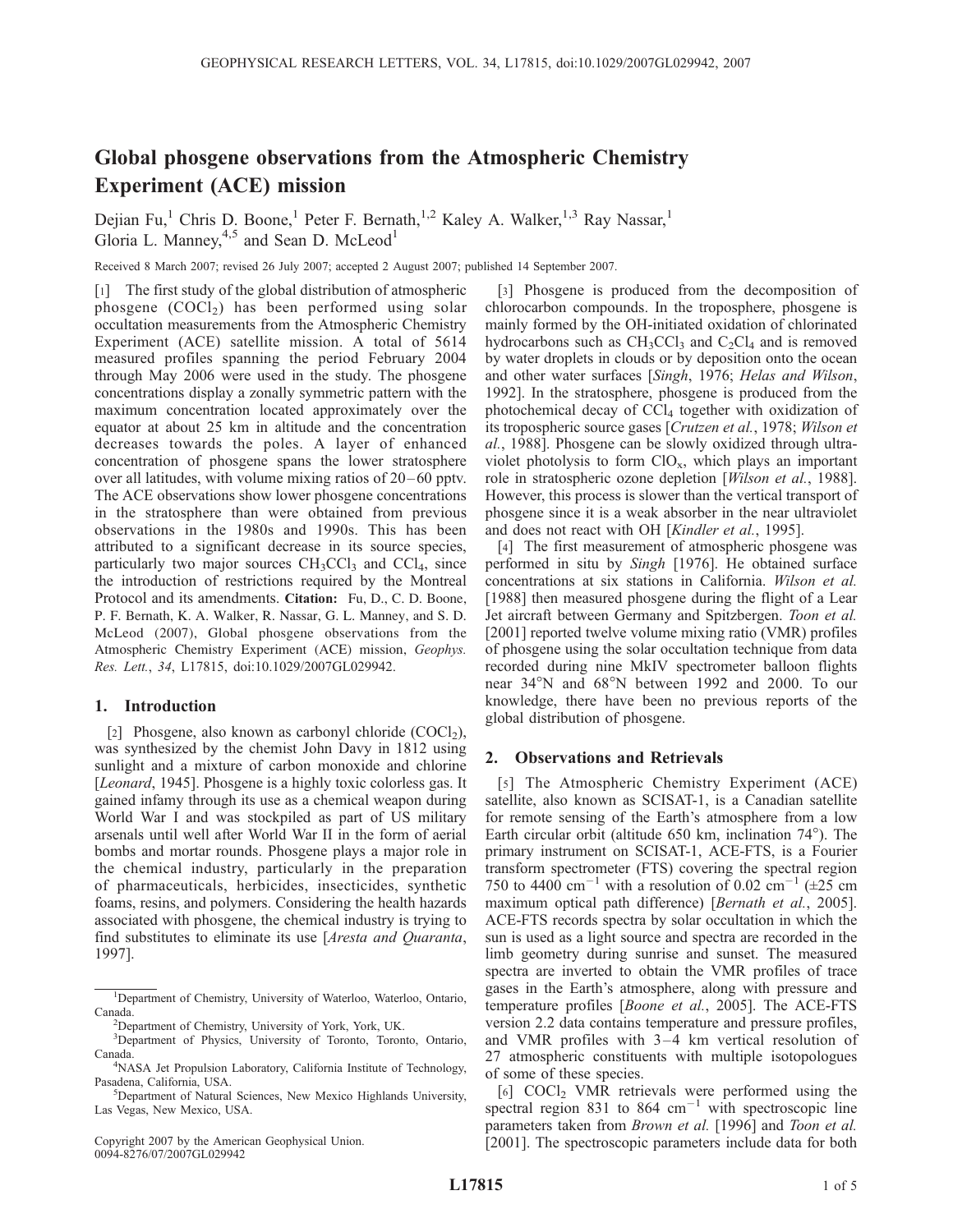# Global phosgene observations from the Atmospheric Chemistry Experiment (ACE) mission

Dejian Fu,[1] Chris D. Boone,[1] Peter F. Bernath,[1,2] Kaley A. Walker,[1,3] Ray Nassar,[1] Gloria L. Manney,[4,5] and Sean D. McLeod[1]

Received 8 March 2007; revised 26 July 2007; accepted 2 August 2007; published 14 September 2007.

[1] The first study of the global distribution of atmospheric phosgene ($COCl_2$) has been performed using solar occultation measurements from the Atmospheric Chemistry Experiment (ACE) satellite mission. A total of 5614 measured profiles spanning the period February 2004 through May 2006 were used in the study. The phosgene concentrations display a zonally symmetric pattern with the maximum concentration located approximately over the equator at about 25 km in altitude and the concentration decreases towards the poles. A layer of enhanced concentration of phosgene spans the lower stratosphere over all latitudes, with volume mixing ratios of 20–60 pptv. The ACE observations show lower phosgene concentrations in the stratosphere than were obtained from previous observations in the 1980s and 1990s. This has been attributed to a significant decrease in its source species, particularly two major sources $CH_3CCl_3$ and $CCl_4$, since the introduction of restrictions required by the Montreal Protocol and its amendments. **Citation:** Fu, D., C. D. Boone, P. F. Bernath, K. A. Walker, R. Nassar, G. L. Manney, and S. D. McLeod (2007), Global phosgene observations from the Atmospheric Chemistry Experiment (ACE) mission, *Geophys. Res. Lett.*, *34*, L17815, doi:10.1029/2007GL029942.

## 1. Introduction

[2] Phosgene, also known as carbonyl chloride ($COCl_2$), was synthesized by the chemist John Davy in 1812 using sunlight and a mixture of carbon monoxide and chlorine [*Leonard*, 1945]. Phosgene is a highly toxic colorless gas. It gained infamy through its use as a chemical weapon during World War I and was stockpiled as part of US military arsenals until well after World War II in the form of aerial bombs and mortar rounds. Phosgene plays a major role in the chemical industry, particularly in the preparation of pharmaceuticals, herbicides, insecticides, synthetic foams, resins, and polymers. Considering the health hazards associated with phosgene, the chemical industry is trying to find substitutes to eliminate its use [*Aresta and Quaranta*, 1997].

[3] Phosgene is produced from the decomposition of chlorocarbon compounds. In the troposphere, phosgene is mainly formed by the OH-initiated oxidation of chlorinated hydrocarbons such as $CH_3CCl_3$ and $C_2Cl_4$ and is removed by water droplets in clouds or by deposition onto the ocean and other water surfaces [*Singh*, 1976; *Helas and Wilson*, 1992]. In the stratosphere, phosgene is produced from the photochemical decay of $CCl_4$ together with oxidization of its tropospheric source gases [*Crutzen et al.*, 1978; *Wilson et al.*, 1988]. Phosgene can be slowly oxidized through ultraviolet photolysis to form $ClO_x$, which plays an important role in stratospheric ozone depletion [*Wilson et al.*, 1988]. However, this process is slower than the vertical transport of phosgene since it is a weak absorber in the near ultraviolet and does not react with OH [*Kindler et al.*, 1995].

[4] The first measurement of atmospheric phosgene was performed in situ by *Singh* [1976]. He obtained surface concentrations at six stations in California. *Wilson et al.* [1988] then measured phosgene during the flight of a Lear Jet aircraft between Germany and Spitzbergen. *Toon et al.* [2001] reported twelve volume mixing ratio (VMR) profiles of phosgene using the solar occultation technique from data recorded during nine MkIV spectrometer balloon flights near 34°N and 68°N between 1992 and 2000. To our knowledge, there have been no previous reports of the global distribution of phosgene.

## 2. Observations and Retrievals

[5] The Atmospheric Chemistry Experiment (ACE) satellite, also known as SCISAT-1, is a Canadian satellite for remote sensing of the Earth's atmosphere from a low Earth circular orbit (altitude 650 km, inclination 74°). The primary instrument on SCISAT-1, ACE-FTS, is a Fourier transform spectrometer (FTS) covering the spectral region 750 to 4400 $cm^{-1}$ with a resolution of 0.02 $cm^{-1}$ (±25 cm maximum optical path difference) [*Bernath et al.*, 2005]. ACE-FTS records spectra by solar occultation in which the sun is used as a light source and spectra are recorded in the limb geometry during sunrise and sunset. The measured spectra are inverted to obtain the VMR profiles of trace gases in the Earth's atmosphere, along with pressure and temperature profiles [*Boone et al.*, 2005]. The ACE-FTS version 2.2 data contains temperature and pressure profiles, and VMR profiles with 3–4 km vertical resolution of 27 atmospheric constituents with multiple isotopologues of some of these species.

[6] $COCl_2$ VMR retrievals were performed using the spectral region 831 to 864 $cm^{-1}$ with spectroscopic line parameters taken from *Brown et al.* [1996] and *Toon et al.* [2001]. The spectroscopic parameters include data for both

[1] Department of Chemistry, University of Waterloo, Waterloo, Ontario, Canada.

[2] Department of Chemistry, University of York, York, UK.

[3] Department of Physics, University of Toronto, Toronto, Ontario, Canada.

[4] NASA Jet Propulsion Laboratory, California Institute of Technology, Pasadena, California, USA.

[5] Department of Natural Sciences, New Mexico Highlands University, Las Vegas, New Mexico, USA.

Copyright 2007 by the American Geophysical Union.
0094-8276/07/2007GL029942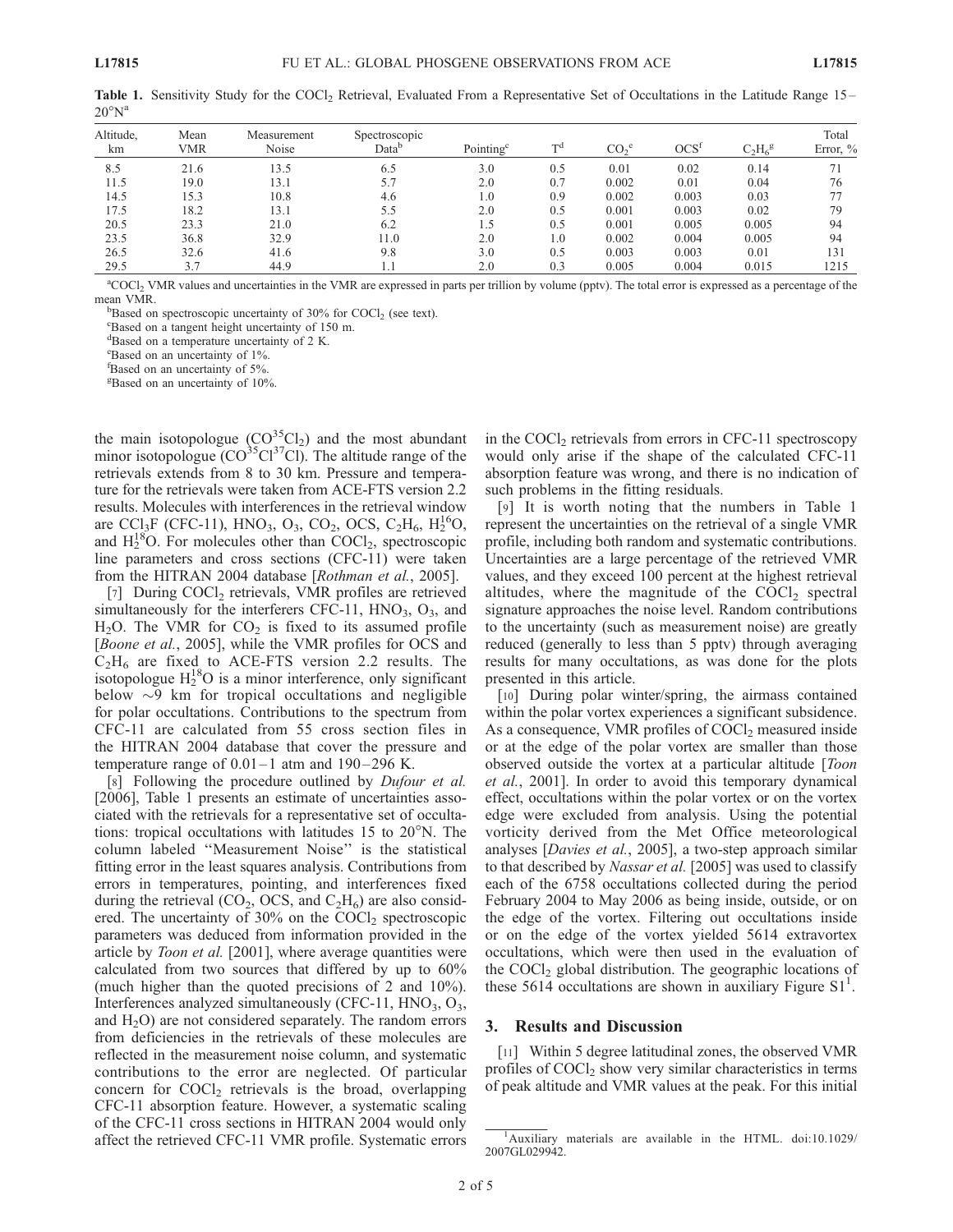**Table 1.** Sensitivity Study for the $COCl_2$ Retrieval, Evaluated From a Representative Set of Occultations in the Latitude Range 15–20°N[a]

| Altitude, km | Mean VMR | Measurement Noise | Spectroscopic Data[b] | Pointing[c] | T[d] | $CO_2$[e] | OCS[f] | $C_2H_6$[g] | Total Error, % |
|---|---|---|---|---|---|---|---|---|---|
| 8.5 | 21.6 | 13.5 | 6.5 | 3.0 | 0.5 | 0.01 | 0.02 | 0.14 | 71 |
| 11.5 | 19.0 | 13.1 | 5.7 | 2.0 | 0.7 | 0.002 | 0.01 | 0.04 | 76 |
| 14.5 | 15.3 | 10.8 | 4.6 | 1.0 | 0.9 | 0.002 | 0.003 | 0.03 | 77 |
| 17.5 | 18.2 | 13.1 | 5.5 | 2.0 | 0.5 | 0.001 | 0.003 | 0.02 | 79 |
| 20.5 | 23.3 | 21.0 | 6.2 | 1.5 | 0.5 | 0.001 | 0.005 | 0.005 | 94 |
| 23.5 | 36.8 | 32.9 | 11.0 | 2.0 | 1.0 | 0.002 | 0.004 | 0.005 | 94 |
| 26.5 | 32.6 | 41.6 | 9.8 | 3.0 | 0.5 | 0.003 | 0.003 | 0.01 | 131 |
| 29.5 | 3.7 | 44.9 | 1.1 | 2.0 | 0.3 | 0.005 | 0.004 | 0.015 | 1215 |

[a] $COCl_2$ VMR values and uncertainties in the VMR are expressed in parts per trillion by volume (pptv). The total error is expressed as a percentage of the mean VMR.
[b] Based on spectroscopic uncertainty of 30% for $COCl_2$ (see text).
[c] Based on a tangent height uncertainty of 150 m.
[d] Based on a temperature uncertainty of 2 K.
[e] Based on an uncertainty of 1%.
[f] Based on an uncertainty of 5%.
[g] Based on an uncertainty of 10%.

the main isotopologue ($CO^{35}Cl_2$) and the most abundant minor isotopologue ($CO^{35}Cl^{37}Cl$). The altitude range of the retrievals extends from 8 to 30 km. Pressure and temperature for the retrievals were taken from ACE-FTS version 2.2 results. Molecules with interferences in the retrieval window are $CCl_3F$ (CFC-11), $HNO_3$, $O_3$, $CO_2$, OCS, $C_2H_6$, $H_2^{16}O$, and $H_2^{18}O$. For molecules other than $COCl_2$, spectroscopic line parameters and cross sections (CFC-11) were taken from the HITRAN 2004 database [*Rothman et al.*, 2005].

[7] During $COCl_2$ retrievals, VMR profiles are retrieved simultaneously for the interferers CFC-11, $HNO_3$, $O_3$, and $H_2O$. The VMR for $CO_2$ is fixed to its assumed profile [*Boone et al.*, 2005], while the VMR profiles for OCS and $C_2H_6$ are fixed to ACE-FTS version 2.2 results. The isotopologue $H_2^{18}O$ is a minor interference, only significant below ~9 km for tropical occultations and negligible for polar occultations. Contributions to the spectrum from CFC-11 are calculated from 55 cross section files in the HITRAN 2004 database that cover the pressure and temperature range of 0.01–1 atm and 190–296 K.

[8] Following the procedure outlined by *Dufour et al.* [2006], Table 1 presents an estimate of uncertainties associated with the retrievals for a representative set of occultations: tropical occultations with latitudes 15 to 20°N. The column labeled "Measurement Noise" is the statistical fitting error in the least squares analysis. Contributions from errors in temperatures, pointing, and interferences fixed during the retrieval ($CO_2$, OCS, and $C_2H_6$) are also considered. The uncertainty of 30% on the $COCl_2$ spectroscopic parameters was deduced from information provided in the article by *Toon et al.* [2001], where average quantities were calculated from two sources that differed by up to 60% (much higher than the quoted precisions of 2 and 10%). Interferences analyzed simultaneously (CFC-11, $HNO_3$, $O_3$, and $H_2O$) are not considered separately. The random errors from deficiencies in the retrievals of these molecules are reflected in the measurement noise column, and systematic contributions to the error are neglected. Of particular concern for $COCl_2$ retrievals is the broad, overlapping CFC-11 absorption feature. However, a systematic scaling of the CFC-11 cross sections in HITRAN 2004 would only affect the retrieved CFC-11 VMR profile. Systematic errors in the $COCl_2$ retrievals from errors in CFC-11 spectroscopy would only arise if the shape of the calculated CFC-11 absorption feature was wrong, and there is no indication of such problems in the fitting residuals.

[9] It is worth noting that the numbers in Table 1 represent the uncertainties on the retrieval of a single VMR profile, including both random and systematic contributions. Uncertainties are a large percentage of the retrieved VMR values, and they exceed 100 percent at the highest retrieval altitudes, where the magnitude of the $COCl_2$ spectral signature approaches the noise level. Random contributions to the uncertainty (such as measurement noise) are greatly reduced (generally to less than 5 pptv) through averaging results for many occultations, as was done for the plots presented in this article.

[10] During polar winter/spring, the airmass contained within the polar vortex experiences a significant subsidence. As a consequence, VMR profiles of $COCl_2$ measured inside or at the edge of the polar vortex are smaller than those observed outside the vortex at a particular altitude [*Toon et al.*, 2001]. In order to avoid this temporary dynamical effect, occultations within the polar vortex or on the vortex edge were excluded from analysis. Using the potential vorticity derived from the Met Office meteorological analyses [*Davies et al.*, 2005], a two-step approach similar to that described by *Nassar et al.* [2005] was used to classify each of the 6758 occultations collected during the period February 2004 to May 2006 as being inside, outside, or on the edge of the vortex. Filtering out occultations inside or on the edge of the vortex yielded 5614 extravortex occultations, which were then used in the evaluation of the $COCl_2$ global distribution. The geographic locations of these 5614 occultations are shown in auxiliary Figure S1[1].

## 3. Results and Discussion

[11] Within 5 degree latitudinal zones, the observed VMR profiles of $COCl_2$ show very similar characteristics in terms of peak altitude and VMR values at the peak. For this initial

[1] Auxiliary materials are available in the HTML. doi:10.1029/2007GL029942.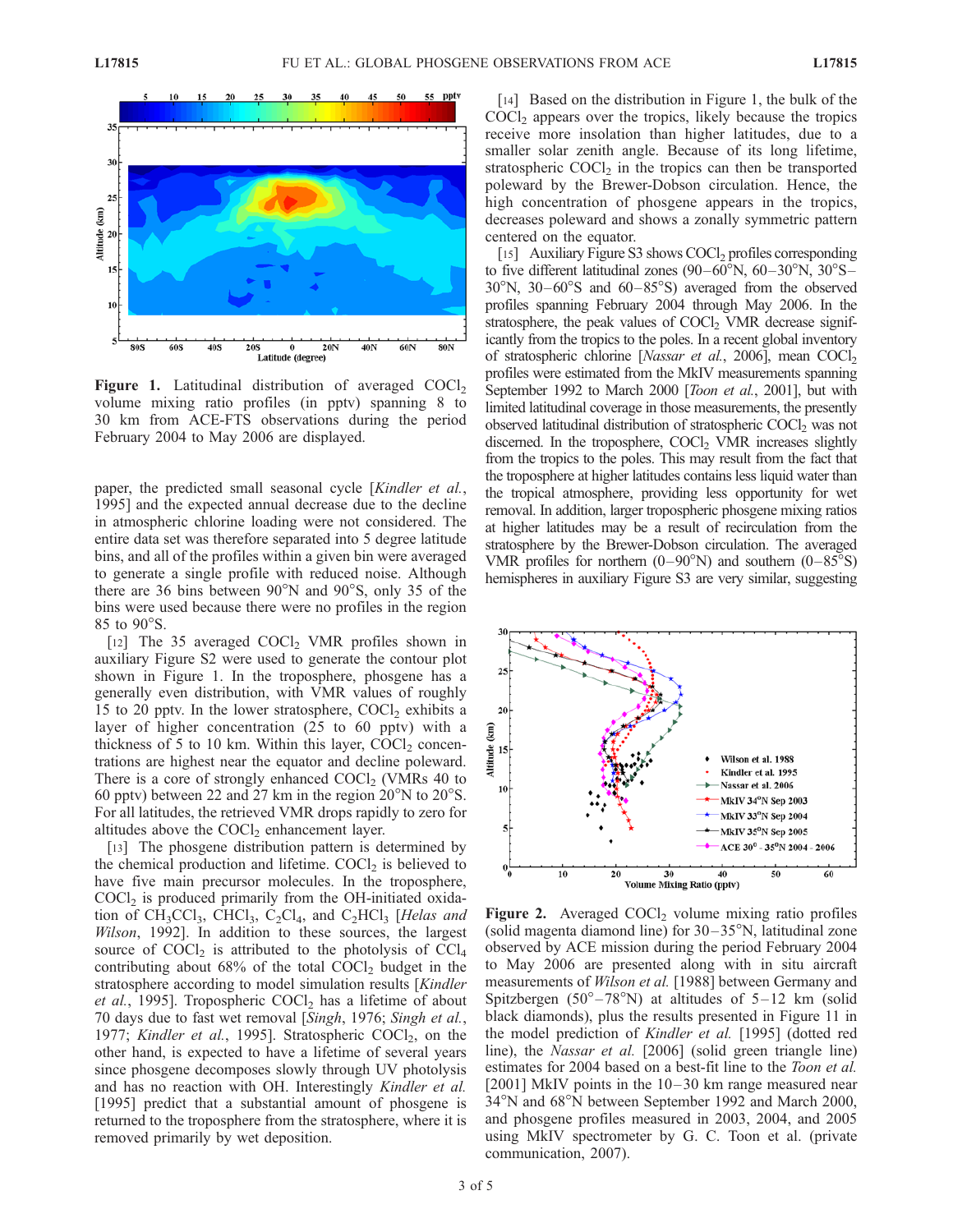**Figure 1.** Latitudinal distribution of averaged $COCl_2$ volume mixing ratio profiles (in pptv) spanning 8 to 30 km from ACE-FTS observations during the period February 2004 to May 2006 are displayed.

paper, the predicted small seasonal cycle [*Kindler et al.*, 1995] and the expected annual decrease due to the decline in atmospheric chlorine loading were not considered. The entire data set was therefore separated into 5 degree latitude bins, and all of the profiles within a given bin were averaged to generate a single profile with reduced noise. Although there are 36 bins between 90°N and 90°S, only 35 of the bins were used because there were no profiles in the region 85 to 90°S.

[12] The 35 averaged $COCl_2$ VMR profiles shown in auxiliary Figure S2 were used to generate the contour plot shown in Figure 1. In the troposphere, phosgene has a generally even distribution, with VMR values of roughly 15 to 20 pptv. In the lower stratosphere, $COCl_2$ exhibits a layer of higher concentration (25 to 60 pptv) with a thickness of 5 to 10 km. Within this layer, $COCl_2$ concentrations are highest near the equator and decline poleward. There is a core of strongly enhanced $COCl_2$ (VMRs 40 to 60 pptv) between 22 and 27 km in the region 20°N to 20°S. For all latitudes, the retrieved VMR drops rapidly to zero for altitudes above the $COCl_2$ enhancement layer.

[13] The phosgene distribution pattern is determined by the chemical production and lifetime. $COCl_2$ is believed to have five main precursor molecules. In the troposphere, $COCl_2$ is produced primarily from the OH-initiated oxidation of $CH_3CCl_3$, $CHCl_3$, $C_2Cl_4$, and $C_2HCl_3$ [*Helas and Wilson*, 1992]. In addition to these sources, the largest source of $COCl_2$ is attributed to the photolysis of $CCl_4$ contributing about 68% of the total $COCl_2$ budget in the stratosphere according to model simulation results [*Kindler et al.*, 1995]. Tropospheric $COCl_2$ has a lifetime of about 70 days due to fast wet removal [*Singh*, 1976; *Singh et al.*, 1977; *Kindler et al.*, 1995]. Stratospheric $COCl_2$, on the other hand, is expected to have a lifetime of several years since phosgene decomposes slowly through UV photolysis and has no reaction with OH. Interestingly *Kindler et al.* [1995] predict that a substantial amount of phosgene is returned to the troposphere from the stratosphere, where it is removed primarily by wet deposition.

[14] Based on the distribution in Figure 1, the bulk of the $COCl_2$ appears over the tropics, likely because the tropics receive more insolation than higher latitudes, due to a smaller solar zenith angle. Because of its long lifetime, stratospheric $COCl_2$ in the tropics can then be transported poleward by the Brewer-Dobson circulation. Hence, the high concentration of phosgene appears in the tropics, decreases poleward and shows a zonally symmetric pattern centered on the equator.

[15] Auxiliary Figure S3 shows $COCl_2$ profiles corresponding to five different latitudinal zones (90–60°N, 60–30°N, 30°S–30°N, 30–60°S and 60–85°S) averaged from the observed profiles spanning February 2004 through May 2006. In the stratosphere, the peak values of $COCl_2$ VMR decrease significantly from the tropics to the poles. In a recent global inventory of stratospheric chlorine [*Nassar et al.*, 2006], mean $COCl_2$ profiles were estimated from the MkIV measurements spanning September 1992 to March 2000 [*Toon et al.*, 2001], but with limited latitudinal coverage in those measurements, the presently observed latitudinal distribution of stratospheric $COCl_2$ was not discerned. In the troposphere, $COCl_2$ VMR increases slightly from the tropics to the poles. This may result from the fact that the troposphere at higher latitudes contains less liquid water than the tropical atmosphere, providing less opportunity for wet removal. In addition, larger tropospheric phosgene mixing ratios at higher latitudes may be a result of recirculation from the stratosphere by the Brewer-Dobson circulation. The averaged VMR profiles for northern (0–90°N) and southern (0–85°S) hemispheres in auxiliary Figure S3 are very similar, suggesting

**Figure 2.** Averaged $COCl_2$ volume mixing ratio profiles (solid magenta diamond line) for 30–35°N, latitudinal zone observed by ACE mission during the period February 2004 to May 2006 are presented along with in situ aircraft measurements of *Wilson et al.* [1988] between Germany and Spitzbergen (50°–78°N) at altitudes of 5–12 km (solid black diamonds), plus the results presented in Figure 11 in the model prediction of *Kindler et al.* [1995] (dotted red line), the *Nassar et al.* [2006] (solid green triangle line) estimates for 2004 based on a best-fit line to the *Toon et al.* [2001] MkIV points in the 10–30 km range measured near 34°N and 68°N between September 1992 and March 2000, and phosgene profiles measured in 2003, 2004, and 2005 using MkIV spectrometer by G. C. Toon et al. (private communication, 2007).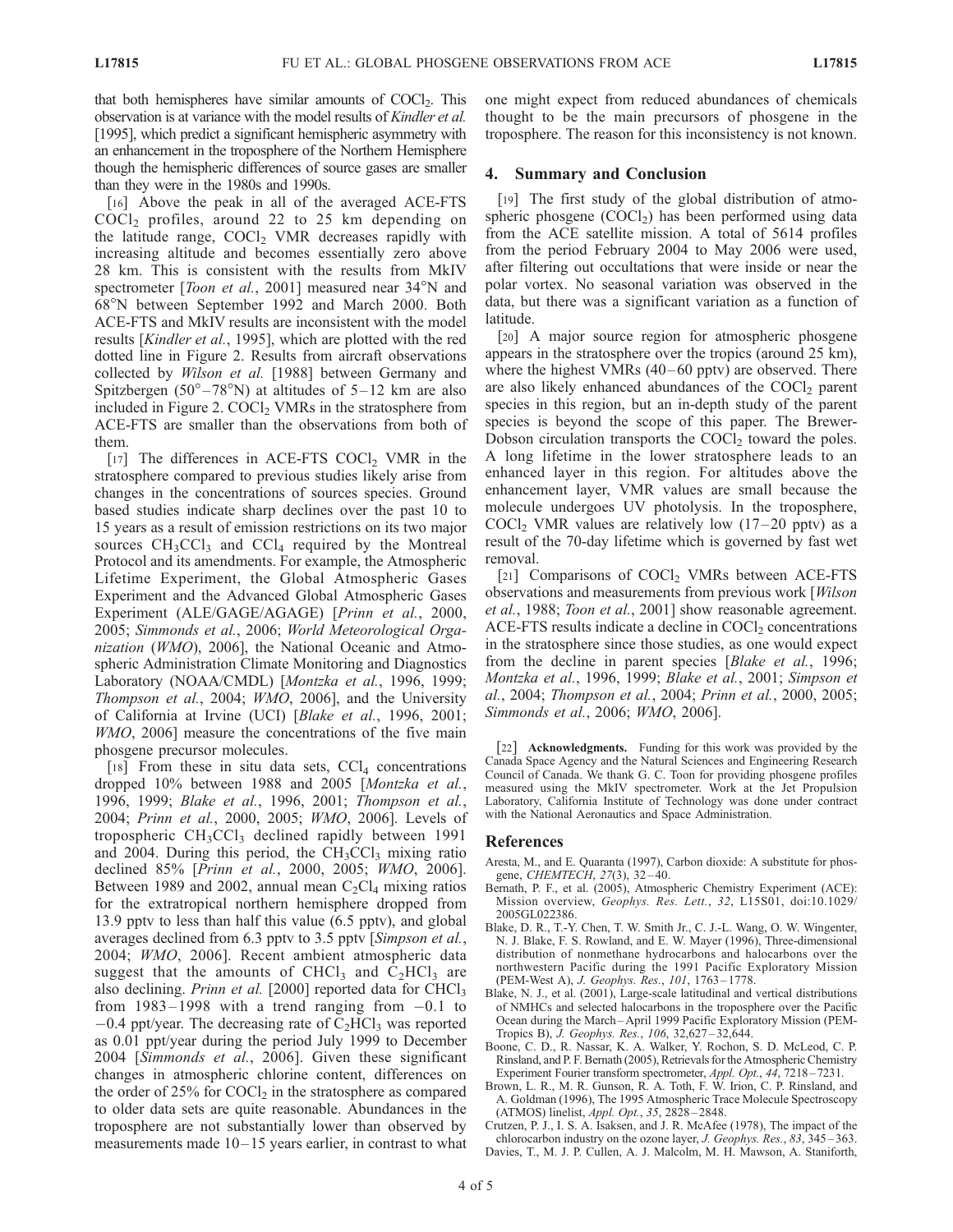that both hemispheres have similar amounts of $COCl_2$. This observation is at variance with the model results of *Kindler et al.* [1995], which predict a significant hemispheric asymmetry with an enhancement in the troposphere of the Northern Hemisphere though the hemispheric differences of source gases are smaller than they were in the 1980s and 1990s.

[16] Above the peak in all of the averaged ACE-FTS $COCl_2$ profiles, around 22 to 25 km depending on the latitude range, $COCl_2$ VMR decreases rapidly with increasing altitude and becomes essentially zero above 28 km. This is consistent with the results from MkIV spectrometer [*Toon et al.*, 2001] measured near 34°N and 68°N between September 1992 and March 2000. Both ACE-FTS and MkIV results are inconsistent with the model results [*Kindler et al.*, 1995], which are plotted with the red dotted line in Figure 2. Results from aircraft observations collected by *Wilson et al.* [1988] between Germany and Spitzbergen (50°–78°N) at altitudes of 5–12 km are also included in Figure 2. $COCl_2$ VMRs in the stratosphere from ACE-FTS are smaller than the observations from both of them.

[17] The differences in ACE-FTS $COCl_2$ VMR in the stratosphere compared to previous studies likely arise from changes in the concentrations of sources species. Ground based studies indicate sharp declines over the past 10 to 15 years as a result of emission restrictions on its two major sources $CH_3CCl_3$ and $CCl_4$ required by the Montreal Protocol and its amendments. For example, the Atmospheric Lifetime Experiment, the Global Atmospheric Gases Experiment and the Advanced Global Atmospheric Gases Experiment (ALE/GAGE/AGAGE) [*Prinn et al.*, 2000, 2005; *Simmonds et al.*, 2006; *World Meteorological Organization* (*WMO*), 2006], the National Oceanic and Atmospheric Administration Climate Monitoring and Diagnostics Laboratory (NOAA/CMDL) [*Montzka et al.*, 1996, 1999; *Thompson et al.*, 2004; *WMO*, 2006], and the University of California at Irvine (UCI) [*Blake et al.*, 1996, 2001; *WMO*, 2006] measure the concentrations of the five main phosgene precursor molecules.

[18] From these in situ data sets, $CCl_4$ concentrations dropped 10% between 1988 and 2005 [*Montzka et al.*, 1996, 1999; *Blake et al.*, 1996, 2001; *Thompson et al.*, 2004; *Prinn et al.*, 2000, 2005; *WMO*, 2006]. Levels of tropospheric $CH_3CCl_3$ declined rapidly between 1991 and 2004. During this period, the $CH_3CCl_3$ mixing ratio declined 85% [*Prinn et al.*, 2000, 2005; *WMO*, 2006]. Between 1989 and 2002, annual mean $C_2Cl_4$ mixing ratios for the extratropical northern hemisphere dropped from 13.9 pptv to less than half this value (6.5 pptv), and global averages declined from 6.3 pptv to 3.5 pptv [*Simpson et al.*, 2004; *WMO*, 2006]. Recent ambient atmospheric data suggest that the amounts of $CHCl_3$ and $C_2HCl_3$ are also declining. *Prinn et al.* [2000] reported data for $CHCl_3$ from 1983–1998 with a trend ranging from −0.1 to −0.4 ppt/year. The decreasing rate of $C_2HCl_3$ was reported as 0.01 ppt/year during the period July 1999 to December 2004 [*Simmonds et al.*, 2006]. Given these significant changes in atmospheric chlorine content, differences on the order of 25% for $COCl_2$ in the stratosphere as compared to older data sets are quite reasonable. Abundances in the troposphere are not substantially lower than observed by measurements made 10–15 years earlier, in contrast to what one might expect from reduced abundances of chemicals thought to be the main precursors of phosgene in the troposphere. The reason for this inconsistency is not known.

## 4. Summary and Conclusion

[19] The first study of the global distribution of atmospheric phosgene ($COCl_2$) has been performed using data from the ACE satellite mission. A total of 5614 profiles from the period February 2004 to May 2006 were used, after filtering out occultations that were inside or near the polar vortex. No seasonal variation was observed in the data, but there was a significant variation as a function of latitude.

[20] A major source region for atmospheric phosgene appears in the stratosphere over the tropics (around 25 km), where the highest VMRs (40–60 pptv) are observed. There are also likely enhanced abundances of the $COCl_2$ parent species in this region, but an in-depth study of the parent species is beyond the scope of this paper. The Brewer-Dobson circulation transports the $COCl_2$ toward the poles. A long lifetime in the lower stratosphere leads to an enhanced layer in this region. For altitudes above the enhancement layer, VMR values are small because the molecule undergoes UV photolysis. In the troposphere, $COCl_2$ VMR values are relatively low (17–20 pptv) as a result of the 70-day lifetime which is governed by fast wet removal.

[21] Comparisons of $COCl_2$ VMRs between ACE-FTS observations and measurements from previous work [*Wilson et al.*, 1988; *Toon et al.*, 2001] show reasonable agreement. ACE-FTS results indicate a decline in $COCl_2$ concentrations in the stratosphere since those studies, as one would expect from the decline in parent species [*Blake et al.*, 1996; *Montzka et al.*, 1996, 1999; *Blake et al.*, 2001; *Simpson et al.*, 2004; *Thompson et al.*, 2004; *Prinn et al.*, 2000, 2005; *Simmonds et al.*, 2006; *WMO*, 2006].

[22] **Acknowledgments.** Funding for this work was provided by the Canada Space Agency and the Natural Sciences and Engineering Research Council of Canada. We thank G. C. Toon for providing phosgene profiles measured using the MkIV spectrometer. Work at the Jet Propulsion Laboratory, California Institute of Technology was done under contract with the National Aeronautics and Space Administration.

## References

Aresta, M., and E. Quaranta (1997), Carbon dioxide: A substitute for phosgene, *CHEMTECH*, *27*(3), 32–40.

Bernath, P. F., et al. (2005), Atmospheric Chemistry Experiment (ACE): Mission overview, *Geophys. Res. Lett.*, *32*, L15S01, doi:10.1029/2005GL022386.

Blake, D. R., T.-Y. Chen, T. W. Smith Jr., C. J.-L. Wang, O. W. Wingenter, N. J. Blake, F. S. Rowland, and E. W. Mayer (1996), Three-dimensional distribution of nonmethane hydrocarbons and halocarbons over the northwestern Pacific during the 1991 Pacific Exploratory Mission (PEM-West A), *J. Geophys. Res.*, *101*, 1763–1778.

Blake, N. J., et al. (2001), Large-scale latitudinal and vertical distributions of NMHCs and selected halocarbons in the troposphere over the Pacific Ocean during the March–April 1999 Pacific Exploratory Mission (PEM-Tropics B), *J. Geophys. Res.*, *106*, 32,627–32,644.

Boone, C. D., R. Nassar, K. A. Walker, Y. Rochon, S. D. McLeod, C. P. Rinsland, and P. F. Bernath (2005), Retrievals for the Atmospheric Chemistry Experiment Fourier transform spectrometer, *Appl. Opt.*, *44*, 7218–7231.

Brown, L. R., M. R. Gunson, R. A. Toth, F. W. Irion, C. P. Rinsland, and A. Goldman (1996), The 1995 Atmospheric Trace Molecule Spectroscopy (ATMOS) linelist, *Appl. Opt.*, *35*, 2828–2848.

Crutzen, P. J., I. S. A. Isaksen, and J. R. McAfee (1978), The impact of the chlorocarbon industry on the ozone layer, *J. Geophys. Res.*, *83*, 345–363.

Davies, T., M. J. P. Cullen, A. J. Malcolm, M. H. Mawson, A. Staniforth,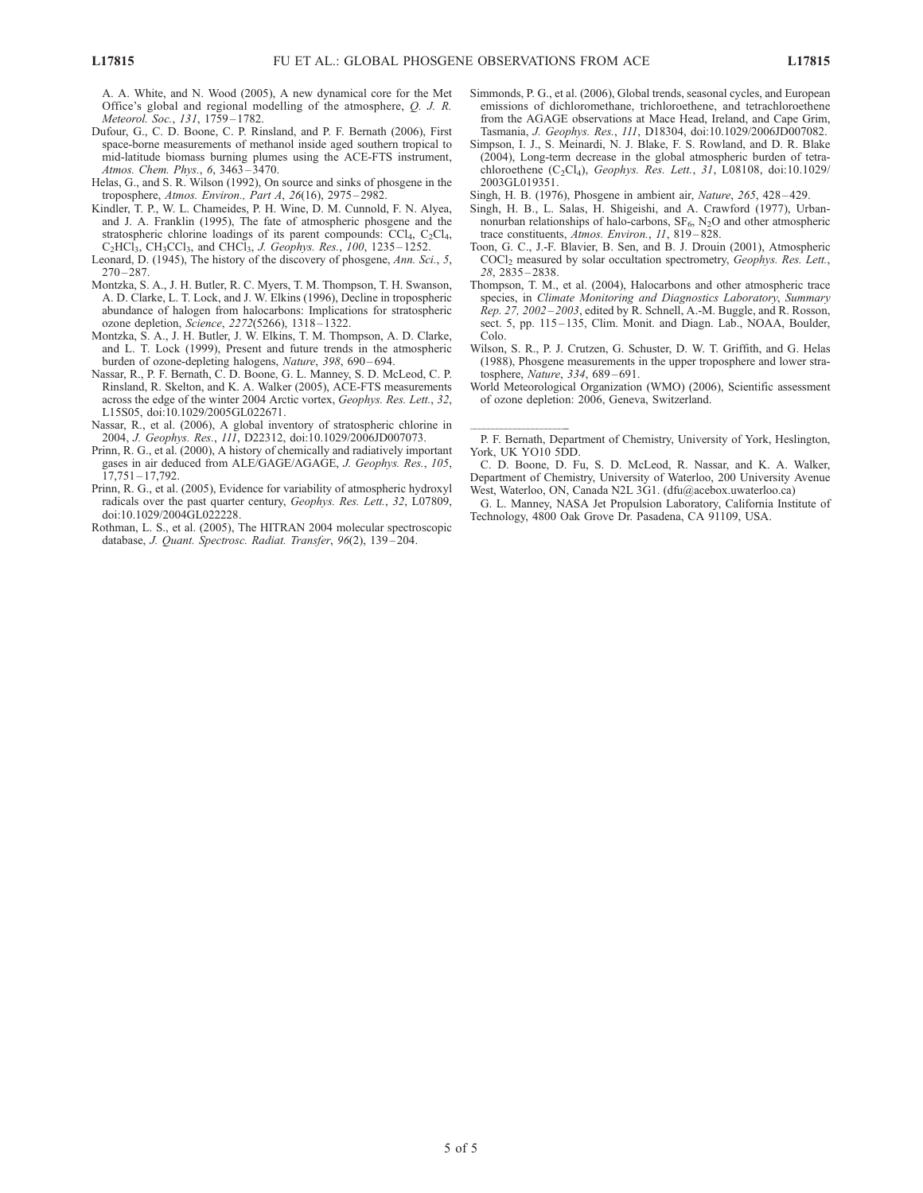A. A. White, and N. Wood (2005), A new dynamical core for the Met Office's global and regional modelling of the atmosphere, *Q. J. R. Meteorol. Soc.*, *131*, 1759–1782.

Dufour, G., C. D. Boone, C. P. Rinsland, and P. F. Bernath (2006), First space-borne measurements of methanol inside aged southern tropical to mid-latitude biomass burning plumes using the ACE-FTS instrument, *Atmos. Chem. Phys.*, *6*, 3463–3470.

Helas, G., and S. R. Wilson (1992), On source and sinks of phosgene in the troposphere, *Atmos. Environ., Part A*, *26*(16), 2975–2982.

Kindler, T. P., W. L. Chameides, P. H. Wine, D. M. Cunnold, F. N. Alyea, and J. A. Franklin (1995), The fate of atmospheric phosgene and the stratospheric chlorine loadings of its parent compounds: $CCl_4$, $C_2Cl_4$, $C_2HCl_3$, $CH_3CCl_3$, and $CHCl_3$, *J. Geophys. Res.*, *100*, 1235–1252.

Leonard, D. (1945), The history of the discovery of phosgene, *Ann. Sci.*, *5*, 270–287.

Montzka, S. A., J. H. Butler, R. C. Myers, T. M. Thompson, T. H. Swanson, A. D. Clarke, L. T. Lock, and J. W. Elkins (1996), Decline in tropospheric abundance of halogen from halocarbons: Implications for stratospheric ozone depletion, *Science*, *2272*(5266), 1318–1322.

Montzka, S. A., J. H. Butler, J. W. Elkins, T. M. Thompson, A. D. Clarke, and L. T. Lock (1999), Present and future trends in the atmospheric burden of ozone-depleting halogens, *Nature*, *398*, 690–694.

Nassar, R., P. F. Bernath, C. D. Boone, G. L. Manney, S. D. McLeod, C. P. Rinsland, R. Skelton, and K. A. Walker (2005), ACE-FTS measurements across the edge of the winter 2004 Arctic vortex, *Geophys. Res. Lett.*, *32*, L15S05, doi:10.1029/2005GL022671.

Nassar, R., et al. (2006), A global inventory of stratospheric chlorine in 2004, *J. Geophys. Res.*, *111*, D22312, doi:10.1029/2006JD007073.

Prinn, R. G., et al. (2000), A history of chemically and radiatively important gases in air deduced from ALE/GAGE/AGAGE, *J. Geophys. Res.*, *105*, 17,751–17,792.

Prinn, R. G., et al. (2005), Evidence for variability of atmospheric hydroxyl radicals over the past quarter century, *Geophys. Res. Lett.*, *32*, L07809, doi:10.1029/2004GL022228.

Rothman, L. S., et al. (2005), The HITRAN 2004 molecular spectroscopic database, *J. Quant. Spectrosc. Radiat. Transfer*, *96*(2), 139–204.

Simmonds, P. G., et al. (2006), Global trends, seasonal cycles, and European emissions of dichloromethane, trichloroethene, and tetrachloroethene from the AGAGE observations at Mace Head, Ireland, and Cape Grim, Tasmania, *J. Geophys. Res.*, *111*, D18304, doi:10.1029/2006JD007082.

Simpson, I. J., S. Meinardi, N. J. Blake, F. S. Rowland, and D. R. Blake (2004), Long-term decrease in the global atmospheric burden of tetrachloroethene ($C_2Cl_4$), *Geophys. Res. Lett.*, *31*, L08108, doi:10.1029/2003GL019351.

Singh, H. B. (1976), Phosgene in ambient air, *Nature*, *265*, 428–429.

Singh, H. B., L. Salas, H. Shigeishi, and A. Crawford (1977), Urban-nonurban relationships of halo-carbons, $SF_6$, $N_2O$ and other atmospheric trace constituents, *Atmos. Environ.*, *11*, 819–828.

Toon, G. C., J.-F. Blavier, B. Sen, and B. J. Drouin (2001), Atmospheric $COCl_2$ measured by solar occultation spectrometry, *Geophys. Res. Lett.*, *28*, 2835–2838.

Thompson, T. M., et al. (2004), Halocarbons and other atmospheric trace species, in *Climate Monitoring and Diagnostics Laboratory*, *Summary Rep. 27, 2002–2003*, edited by R. Schnell, A.-M. Buggle, and R. Rosson, sect. 5, pp. 115–135, Clim. Monit. and Diagn. Lab., NOAA, Boulder, Colo.

Wilson, S. R., P. J. Crutzen, G. Schuster, D. W. T. Griffith, and G. Helas (1988), Phosgene measurements in the upper troposphere and lower stratosphere, *Nature*, *334*, 689–691.

World Meteorological Organization (WMO) (2006), Scientific assessment of ozone depletion: 2006, Geneva, Switzerland.

---

P. F. Bernath, Department of Chemistry, University of York, Heslington, York, UK YO10 5DD.

C. D. Boone, D. Fu, S. D. McLeod, R. Nassar, and K. A. Walker, Department of Chemistry, University of Waterloo, 200 University Avenue West, Waterloo, ON, Canada N2L 3G1. (dfu@acebox.uwaterloo.ca)

G. L. Manney, NASA Jet Propulsion Laboratory, California Institute of Technology, 4800 Oak Grove Dr. Pasadena, CA 91109, USA.